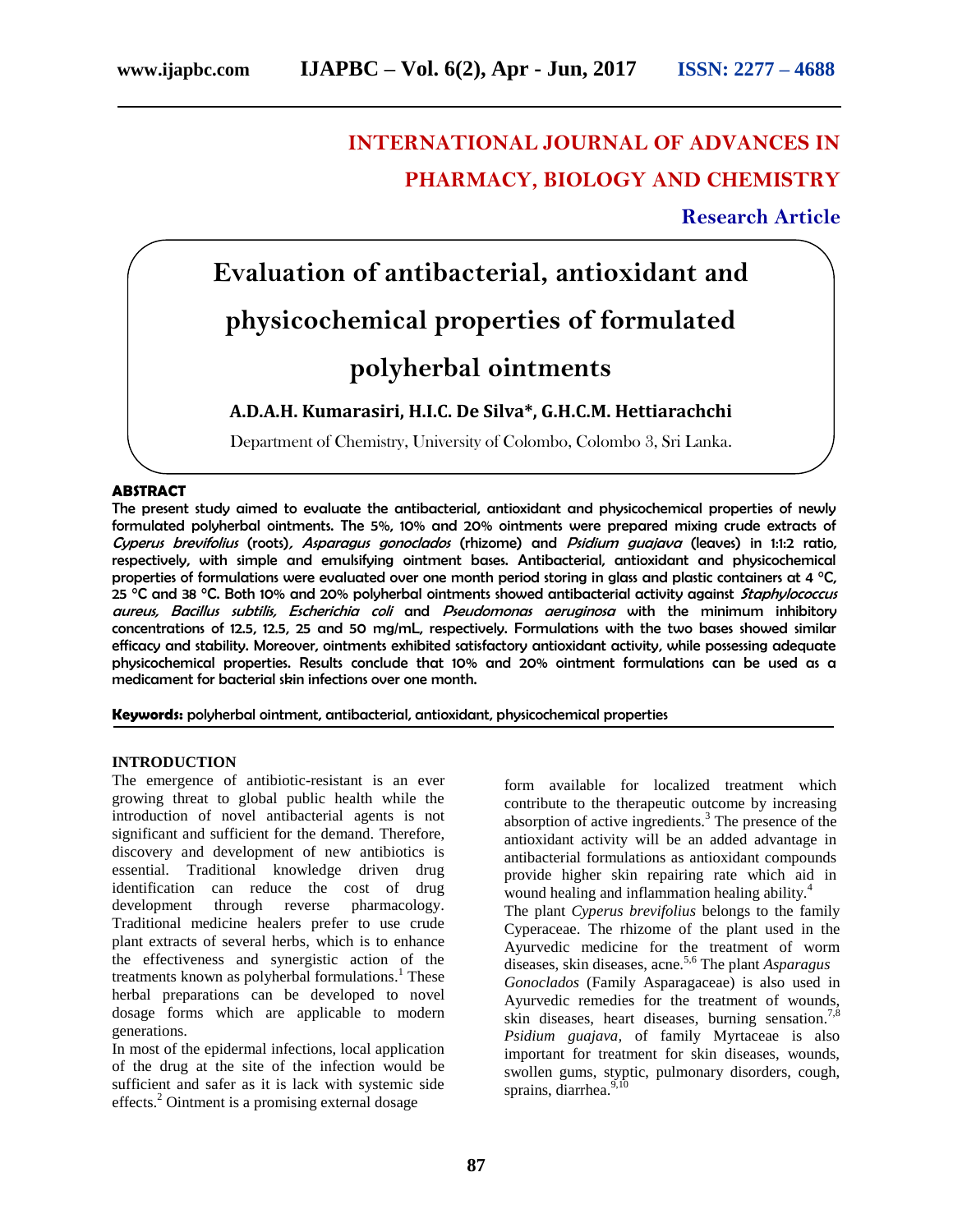# INTERNATIONAL JOURNAL OF ADVANCES IN PHARMACY, BIOLOGY AND CHEMISTRY

**Research Article**

# Evaluation of antibacterial, antioxidant and physicochemical properties of formulated polyherbal ointments

**A.D.A.H. Kumarasiri, H.I.C. De Silva\*, G.H.C.M. Hettiarachchi**

Department of Chemistry, University of Colombo, Colombo 3, Sri Lanka.

## ABSTRACT

The present study aimed to evaluate the antibacterial, antioxidant and physicochemical properties of newly formulated polyherbal ointments. The 5%, 10% and 20% ointments were prepared mixing crude extracts of *Cyperus brevifolius* (roots), *Asparagus gonoclados* (rhizome) and *Psidium guajava* (leaves) in 1:1:2 ratio, respectively, with simple and emulsifying ointment bases. Antibacterial, antioxidant and physicochemical properties of formulations were evaluated over one month period storing in glass and plastic containers at 4 °C, 25 °C and 38 °C. Both 10% and 20% polyherbal ointments showed antibacterial activity against *Staphylococcus aureus, Bacillus subtilis, Escherichia coli* and *Pseudomonas aeruginosa* with the minimum inhibitory concentrations of 12.5, 12.5, 25 and 50 mg/mL, respectively. Formulations with the two bases showed similar efficacy and stability. Moreover, ointments exhibited satisfactory antioxidant activity, while possessing adequate physicochemical properties. Results conclude that 10% and 20% ointment formulations can be used as a medicament for bacterial skin infections over one month.

**Keywords:** polyherbal ointment, antibacterial, antioxidant, physicochemical properties

## INTRODUCTION

The emergence of antibiotic-resistant is an ever growing threat to global public health while the introduction of novel antibacterial agents is not significant and sufficient for the demand. Therefore, discovery and development of new antibiotics is essential. Traditional knowledge driven drug identification can reduce the cost of drug development through reverse pharmacology. Traditional medicine healers prefer to use crude plant extracts of several herbs, which is to enhance the effectiveness and synergistic action of the treatments known as polyherbal formulations.[1] These herbal preparations can be developed to novel dosage forms which are applicable to modern generations.

In most of the epidermal infections, local application of the drug at the site of the infection would be sufficient and safer as it is lack with systemic side effects.[2] Ointment is a promising external dosage form available for localized treatment which contribute to the therapeutic outcome by increasing absorption of active ingredients.[3] The presence of the antioxidant activity will be an added advantage in antibacterial formulations as antioxidant compounds provide higher skin repairing rate which aid in wound healing and inflammation healing ability.[4]

The plant *Cyperus brevifolius* belongs to the family Cyperaceae. The rhizome of the plant used in the Ayurvedic medicine for the treatment of worm diseases, skin diseases, acne.[5,6] The plant *Asparagus Gonoclados* (Family Asparagaceae) is also used in Ayurvedic remedies for the treatment of wounds, skin diseases, heart diseases, burning sensation.[7,8] *Psidium guajava,* of family Myrtaceae is also important for treatment for skin diseases, wounds, swollen gums, styptic, pulmonary disorders, cough, sprains, diarrhea.[9,10]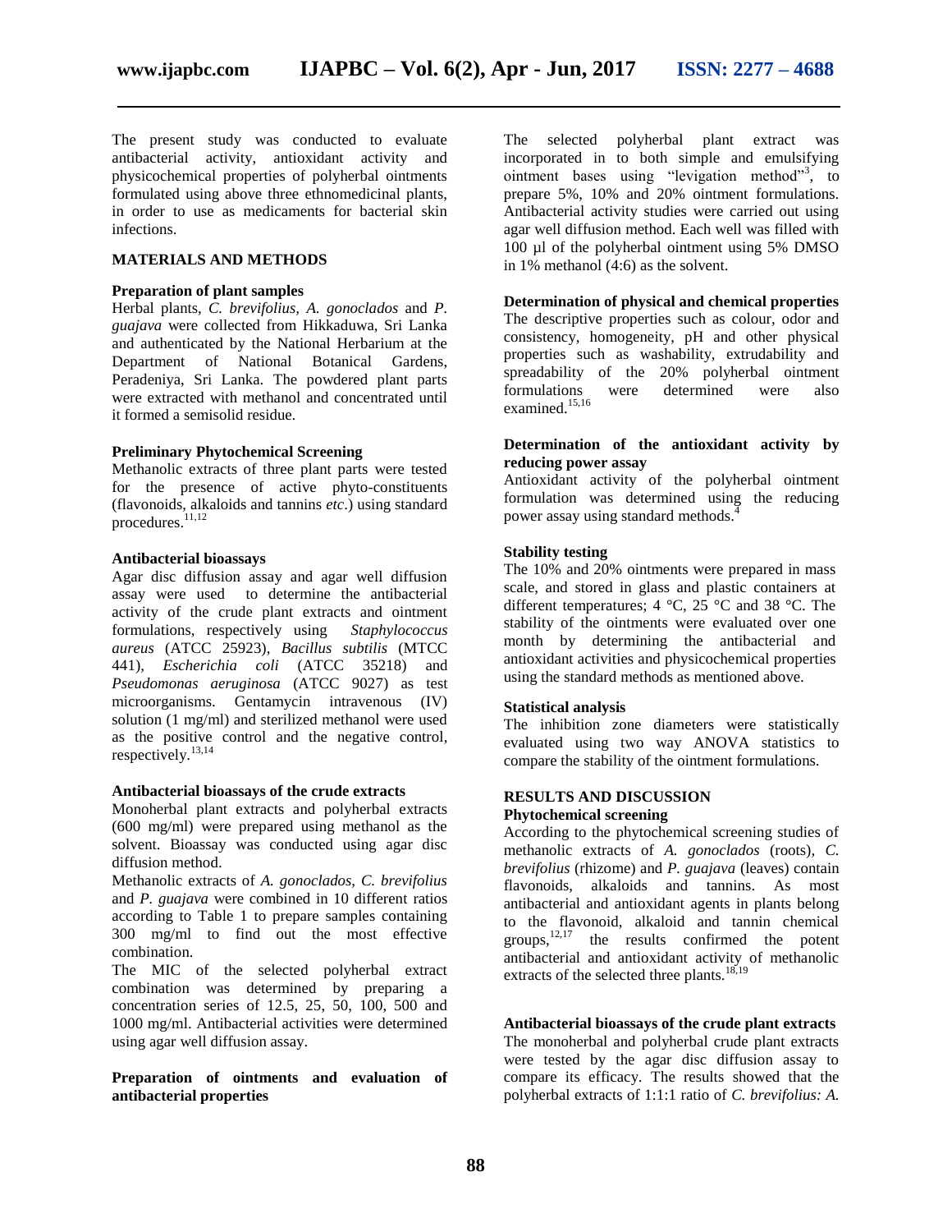The present study was conducted to evaluate antibacterial activity, antioxidant activity and physicochemical properties of polyherbal ointments formulated using above three ethnomedicinal plants, in order to use as medicaments for bacterial skin infections.

## MATERIALS AND METHODS

### Preparation of plant samples

Herbal plants, *C. brevifolius, A. gonoclados* and *P. guajava* were collected from Hikkaduwa, Sri Lanka and authenticated by the National Herbarium at the Department of National Botanical Gardens, Peradeniya, Sri Lanka. The powdered plant parts were extracted with methanol and concentrated until it formed a semisolid residue.

### Preliminary Phytochemical Screening

Methanolic extracts of three plant parts were tested for the presence of active phyto-constituents (flavonoids, alkaloids and tannins *etc*.) using standard procedures.[11,12]

### Antibacterial bioassays

Agar disc diffusion assay and agar well diffusion assay were used to determine the antibacterial activity of the crude plant extracts and ointment formulations, respectively using *Staphylococcus aureus* (ATCC 25923), *Bacillus subtilis* (MTCC 441), *Escherichia coli* (ATCC 35218) and *Pseudomonas aeruginosa* (ATCC 9027) as test microorganisms. Gentamycin intravenous (IV) solution (1 mg/ml) and sterilized methanol were used as the positive control and the negative control, respectively.[13,14]

### Antibacterial bioassays of the crude extracts

Monoherbal plant extracts and polyherbal extracts (600 mg/ml) were prepared using methanol as the solvent. Bioassay was conducted using agar disc diffusion method.

Methanolic extracts of *A. gonoclados*, *C. brevifolius* and *P. guajava* were combined in 10 different ratios according to Table 1 to prepare samples containing 300 mg/ml to find out the most effective combination.

The MIC of the selected polyherbal extract combination was determined by preparing a concentration series of 12.5, 25, 50, 100, 500 and 1000 mg/ml. Antibacterial activities were determined using agar well diffusion assay.

### Preparation of ointments and evaluation of antibacterial properties

The selected polyherbal plant extract was incorporated in to both simple and emulsifying ointment bases using "levigation method"[3], to prepare 5%, 10% and 20% ointment formulations. Antibacterial activity studies were carried out using agar well diffusion method. Each well was filled with 100 µl of the polyherbal ointment using 5% DMSO in 1% methanol (4:6) as the solvent.

### Determination of physical and chemical properties

The descriptive properties such as colour, odor and consistency, homogeneity, pH and other physical properties such as washability, extrudability and spreadability of the 20% polyherbal ointment formulations were determined were also examined.[15,16]

### Determination of the antioxidant activity by reducing power assay

Antioxidant activity of the polyherbal ointment formulation was determined using the reducing power assay using standard methods.[4]

### Stability testing

The 10% and 20% ointments were prepared in mass scale, and stored in glass and plastic containers at different temperatures; 4 °C, 25 °C and 38 °C. The stability of the ointments were evaluated over one month by determining the antibacterial and antioxidant activities and physicochemical properties using the standard methods as mentioned above.

### Statistical analysis

The inhibition zone diameters were statistically evaluated using two way ANOVA statistics to compare the stability of the ointment formulations.

## RESULTS AND DISCUSSION

### Phytochemical screening

According to the phytochemical screening studies of methanolic extracts of *A. gonoclados* (roots), *C. brevifolius* (rhizome) and *P. guajava* (leaves) contain flavonoids, alkaloids and tannins. As most antibacterial and antioxidant agents in plants belong to the flavonoid, alkaloid and tannin chemical groups,[12,17] the results confirmed the potent antibacterial and antioxidant activity of methanolic extracts of the selected three plants.[18,19]

### Antibacterial bioassays of the crude plant extracts

The monoherbal and polyherbal crude plant extracts were tested by the agar disc diffusion assay to compare its efficacy. The results showed that the polyherbal extracts of 1:1:1 ratio of *C. brevifolius: A.*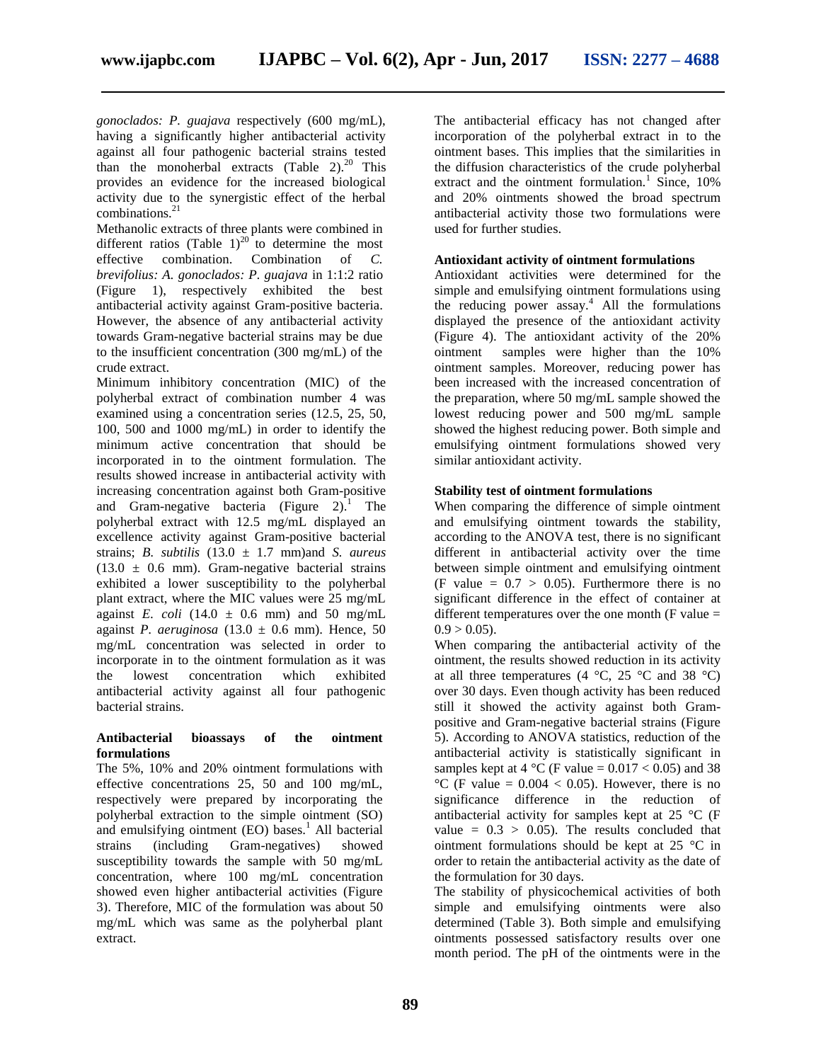*gonoclados: P. guajava* respectively (600 mg/mL), having a significantly higher antibacterial activity against all four pathogenic bacterial strains tested than the monoherbal extracts (Table 2).[20] This provides an evidence for the increased biological activity due to the synergistic effect of the herbal combinations.[21]

Methanolic extracts of three plants were combined in different ratios (Table 1)[20] to determine the most effective combination. Combination of *C. brevifolius: A. gonoclados: P. guajava* in 1:1:2 ratio (Figure 1), respectively exhibited the best antibacterial activity against Gram-positive bacteria. However, the absence of any antibacterial activity towards Gram-negative bacterial strains may be due to the insufficient concentration (300 mg/mL) of the crude extract.

Minimum inhibitory concentration (MIC) of the polyherbal extract of combination number 4 was examined using a concentration series (12.5, 25, 50, 100, 500 and 1000 mg/mL) in order to identify the minimum active concentration that should be incorporated in to the ointment formulation. The results showed increase in antibacterial activity with increasing concentration against both Gram-positive and Gram-negative bacteria (Figure 2).[1] The polyherbal extract with 12.5 mg/mL displayed an excellence activity against Gram-positive bacterial strains; *B. subtilis* (13.0 ± 1.7 mm)and *S. aureus* (13.0 ± 0.6 mm). Gram-negative bacterial strains exhibited a lower susceptibility to the polyherbal plant extract, where the MIC values were 25 mg/mL against *E. coli* (14.0 ± 0.6 mm) and 50 mg/mL against *P. aeruginosa* (13.0 ± 0.6 mm). Hence, 50 mg/mL concentration was selected in order to incorporate in to the ointment formulation as it was the lowest concentration which exhibited antibacterial activity against all four pathogenic bacterial strains.

**Antibacterial bioassays of the ointment formulations**

The 5%, 10% and 20% ointment formulations with effective concentrations 25, 50 and 100 mg/mL, respectively were prepared by incorporating the polyherbal extraction to the simple ointment (SO) and emulsifying ointment (EO) bases.[1] All bacterial strains (including Gram-negatives) showed susceptibility towards the sample with 50 mg/mL concentration, where 100 mg/mL concentration showed even higher antibacterial activities (Figure 3). Therefore, MIC of the formulation was about 50 mg/mL which was same as the polyherbal plant extract.

The antibacterial efficacy has not changed after incorporation of the polyherbal extract in to the ointment bases. This implies that the similarities in the diffusion characteristics of the crude polyherbal extract and the ointment formulation.[1] Since, 10% and 20% ointments showed the broad spectrum antibacterial activity those two formulations were used for further studies.

**Antioxidant activity of ointment formulations**

Antioxidant activities were determined for the simple and emulsifying ointment formulations using the reducing power assay.[4] All the formulations displayed the presence of the antioxidant activity (Figure 4). The antioxidant activity of the 20% ointment samples were higher than the 10% ointment samples. Moreover, reducing power has been increased with the increased concentration of the preparation, where 50 mg/mL sample showed the lowest reducing power and 500 mg/mL sample showed the highest reducing power. Both simple and emulsifying ointment formulations showed very similar antioxidant activity.

**Stability test of ointment formulations**

When comparing the difference of simple ointment and emulsifying ointment towards the stability, according to the ANOVA test, there is no significant different in antibacterial activity over the time between simple ointment and emulsifying ointment (F value = 0.7 > 0.05). Furthermore there is no significant difference in the effect of container at different temperatures over the one month (F value = 0.9 > 0.05).

When comparing the antibacterial activity of the ointment, the results showed reduction in its activity at all three temperatures (4 °C, 25 °C and 38 °C) over 30 days. Even though activity has been reduced still it showed the activity against both Gram-positive and Gram-negative bacterial strains (Figure 5). According to ANOVA statistics, reduction of the antibacterial activity is statistically significant in samples kept at 4 °C (F value = 0.017 < 0.05) and 38 °C (F value = 0.004 < 0.05). However, there is no significance difference in the reduction of antibacterial activity for samples kept at 25 °C (F value = 0.3 > 0.05). The results concluded that ointment formulations should be kept at 25 °C in order to retain the antibacterial activity as the date of the formulation for 30 days.

The stability of physicochemical activities of both simple and emulsifying ointments were also determined (Table 3). Both simple and emulsifying ointments possessed satisfactory results over one month period. The pH of the ointments were in the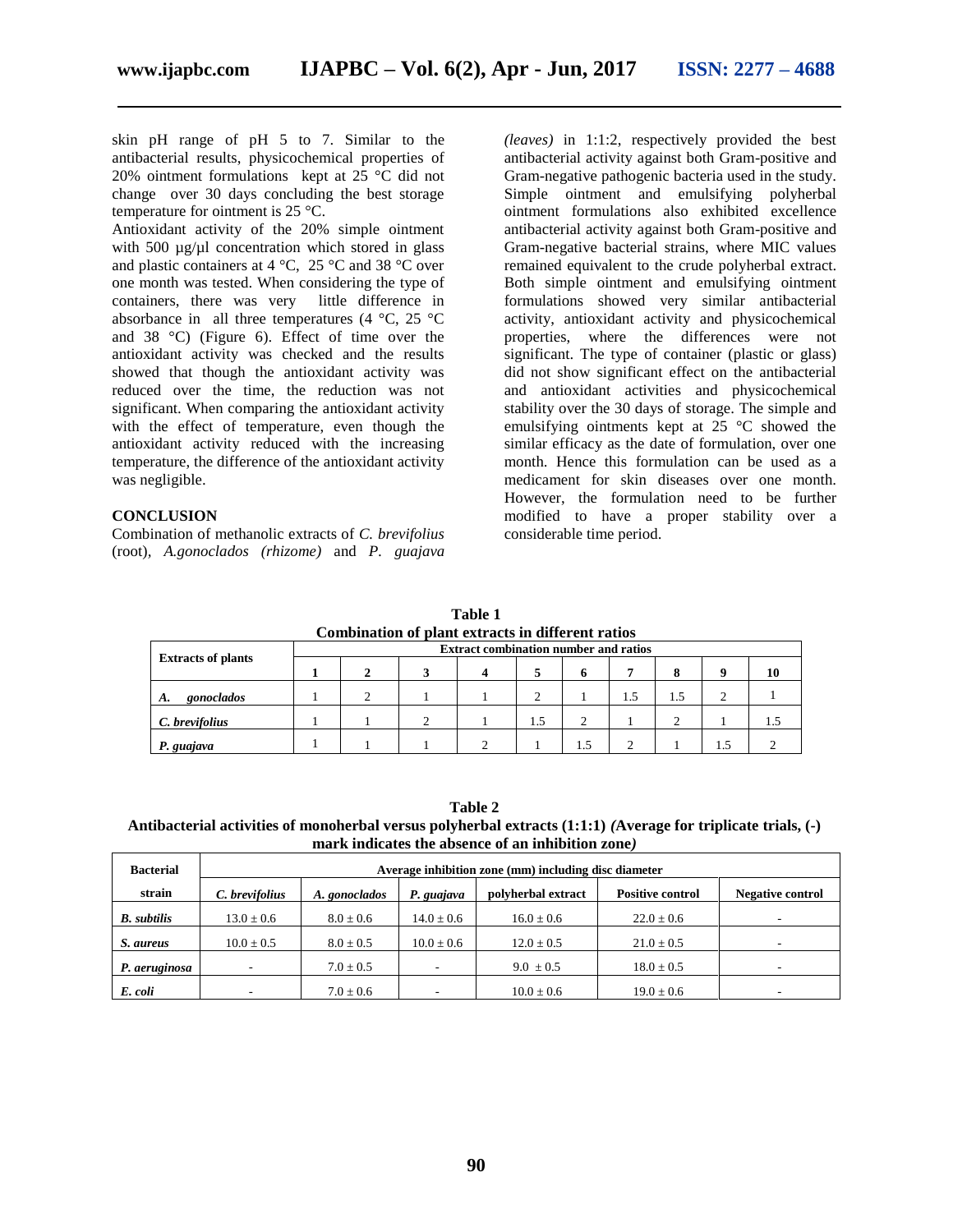skin pH range of pH 5 to 7. Similar to the antibacterial results, physicochemical properties of 20% ointment formulations kept at 25 °C did not change over 30 days concluding the best storage temperature for ointment is 25 °C.

Antioxidant activity of the 20% simple ointment with 500 µg/µl concentration which stored in glass and plastic containers at 4 °C, 25 °C and 38 °C over one month was tested. When considering the type of containers, there was very little difference in absorbance in all three temperatures (4 °C, 25 °C and 38 °C) (Figure 6). Effect of time over the antioxidant activity was checked and the results showed that though the antioxidant activity was reduced over the time, the reduction was not significant. When comparing the antioxidant activity with the effect of temperature, even though the antioxidant activity reduced with the increasing temperature, the difference of the antioxidant activity was negligible.

## CONCLUSION

Combination of methanolic extracts of *C. brevifolius* (root), *A.gonoclados (rhizome)* and *P. guajava (leaves)* in 1:1:2, respectively provided the best antibacterial activity against both Gram-positive and Gram-negative pathogenic bacteria used in the study. Simple ointment and emulsifying polyherbal ointment formulations also exhibited excellence antibacterial activity against both Gram-positive and Gram-negative bacterial strains, where MIC values remained equivalent to the crude polyherbal extract. Both simple ointment and emulsifying ointment formulations showed very similar antibacterial activity, antioxidant activity and physicochemical properties, where the differences were not significant. The type of container (plastic or glass) did not show significant effect on the antibacterial and antioxidant activities and physicochemical stability over the 30 days of storage. The simple and emulsifying ointments kept at 25 °C showed the similar efficacy as the date of formulation, over one month. Hence this formulation can be used as a medicament for skin diseases over one month. However, the formulation need to be further modified to have a proper stability over a considerable time period.

**Table 1**
**Combination of plant extracts in different ratios**

| Extracts of plants | Extract combination number and ratios | | | | | | | | | |
|---|---|---|---|---|---|---|---|---|---|---|
| | 1 | 2 | 3 | 4 | 5 | 6 | 7 | 8 | 9 | 10 |
| *A. gonoclados* | 1 | 2 | 1 | 1 | 2 | 1 | 1.5 | 1.5 | 2 | 1 |
| *C. brevifolius* | 1 | 1 | 2 | 1 | 1.5 | 2 | 1 | 2 | 1 | 1.5 |
| *P. guajava* | 1 | 1 | 1 | 2 | 1 | 1.5 | 2 | 1 | 1.5 | 2 |

**Table 2**
**Antibacterial activities of monoherbal versus polyherbal extracts (1:1:1) *(*Average for triplicate trials, (-) mark indicates the absence of an inhibition zone*)***

| Bacterial strain | Average inhibition zone (mm) including disc diameter | | | | | |
|---|---|---|---|---|---|---|
| | *C. brevifolius* | *A. gonoclados* | *P. guajava* | polyherbal extract | Positive control | Negative control |
| *B. subtilis* | 13.0 ± 0.6 | 8.0 ± 0.6 | 14.0 ± 0.6 | 16.0 ± 0.6 | 22.0 ± 0.6 | - |
| *S. aureus* | 10.0 ± 0.5 | 8.0 ± 0.5 | 10.0 ± 0.6 | 12.0 ± 0.5 | 21.0 ± 0.5 | - |
| *P. aeruginosa* | - | 7.0 ± 0.5 | - | 9.0 ± 0.5 | 18.0 ± 0.5 | - |
| *E. coli* | - | 7.0 ± 0.6 | - | 10.0 ± 0.6 | 19.0 ± 0.6 | - |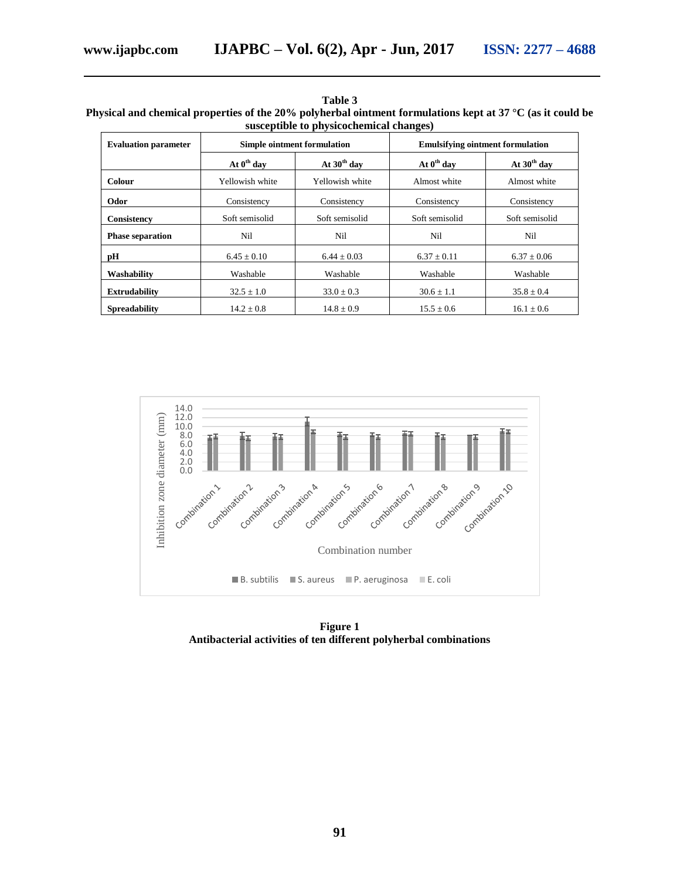**Table 3**
**Physical and chemical properties of the 20% polyherbal ointment formulations kept at 37 °C (as it could be susceptible to physicochemical changes)**

| Evaluation parameter | Simple ointment formulation | | Emulsifying ointment formulation | |
|---|---|---|---|---|
| | At 0[th] day | At 30[th] day | At 0[th] day | At 30[th] day |
| **Colour** | Yellowish white | Yellowish white | Almost white | Almost white |
| **Odor** | Consistency | Consistency | Consistency | Consistency |
| **Consistency** | Soft semisolid | Soft semisolid | Soft semisolid | Soft semisolid |
| **Phase separation** | Nil | Nil | Nil | Nil |
| **pH** | 6.45 ± 0.10 | 6.44 ± 0.03 | 6.37 ± 0.11 | 6.37 ± 0.06 |
| **Washability** | Washable | Washable | Washable | Washable |
| **Extrudability** | 32.5 ± 1.0 | 33.0 ± 0.3 | 30.6 ± 1.1 | 35.8 ± 0.4 |
| **Spreadability** | 14.2 ± 0.8 | 14.8 ± 0.9 | 15.5 ± 0.6 | 16.1 ± 0.6 |

**Figure 1**
**Antibacterial activities of ten different polyherbal combinations**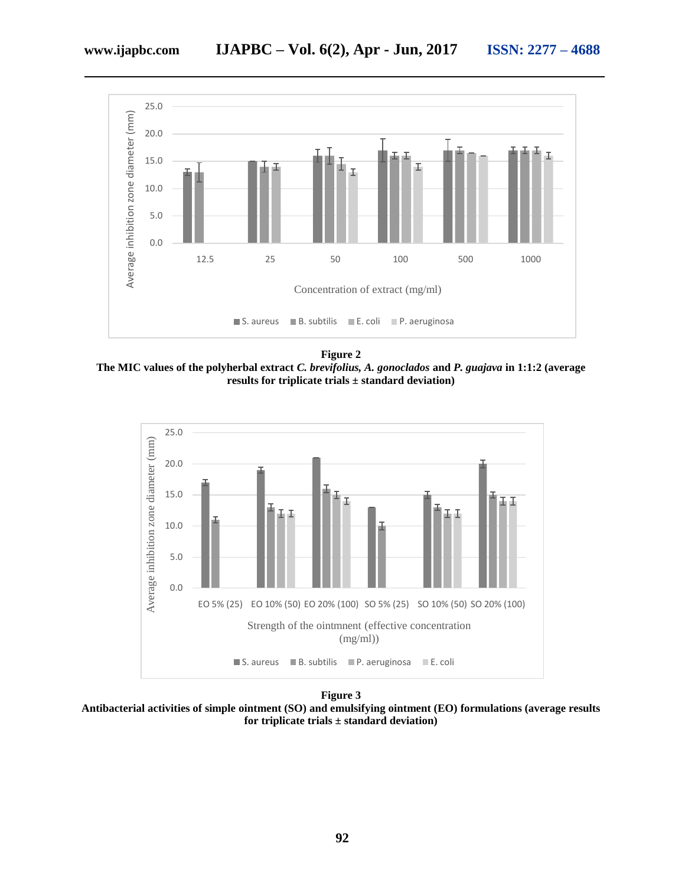**Figure 2**
**The MIC values of the polyherbal extract *C. brevifolius, A. gonoclados* and *P. guajava* in 1:1:2 (average results for triplicate trials ± standard deviation)**

**Figure 3**
**Antibacterial activities of simple ointment (SO) and emulsifying ointment (EO) formulations (average results for triplicate trials ± standard deviation)**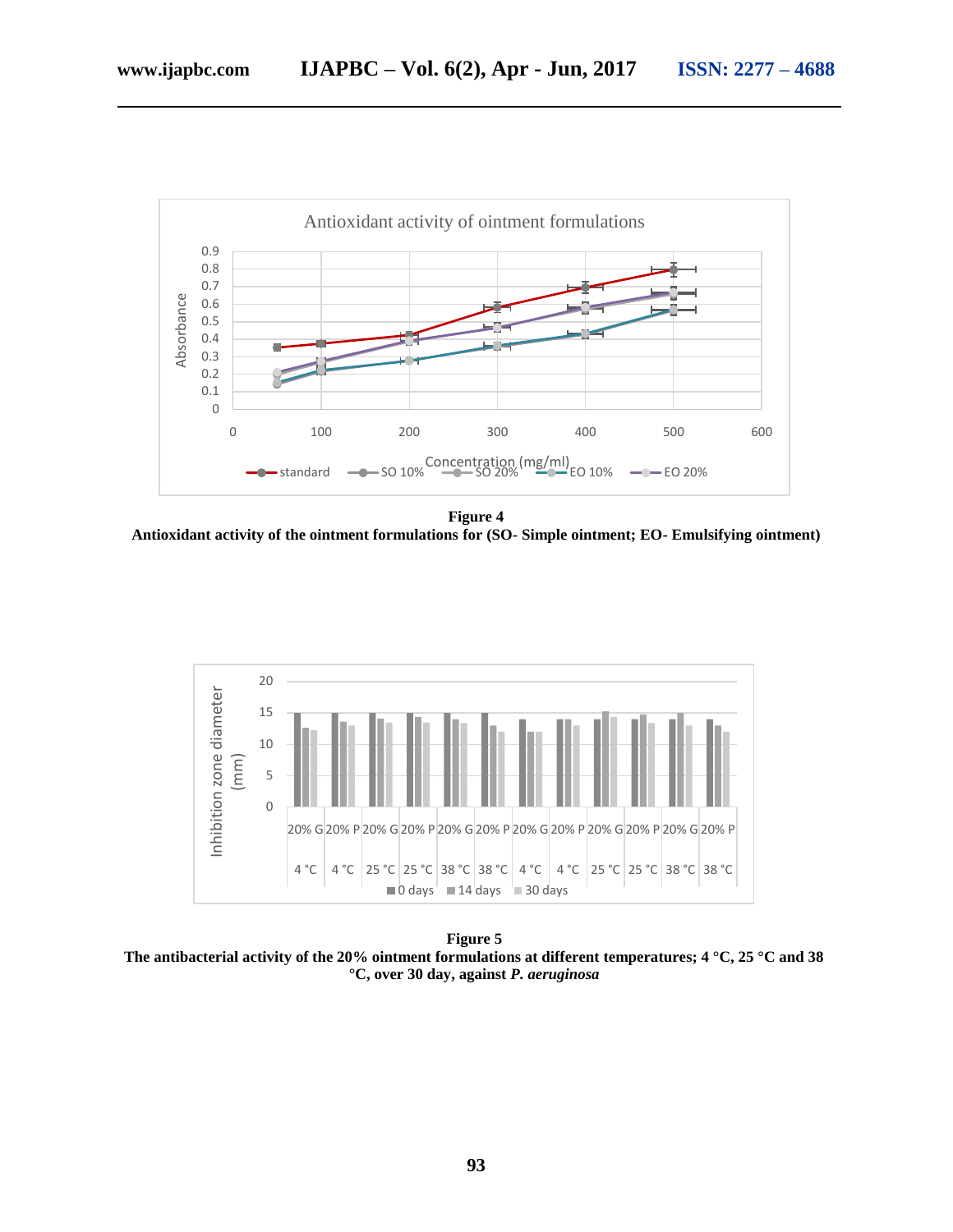**Figure 4**

**Antioxidant activity of the ointment formulations for (SO- Simple ointment; EO- Emulsifying ointment)**

**Figure 5**

**The antibacterial activity of the 20% ointment formulations at different temperatures; 4 °C, 25 °C and 38 °C, over 30 day, against *P. aeruginosa***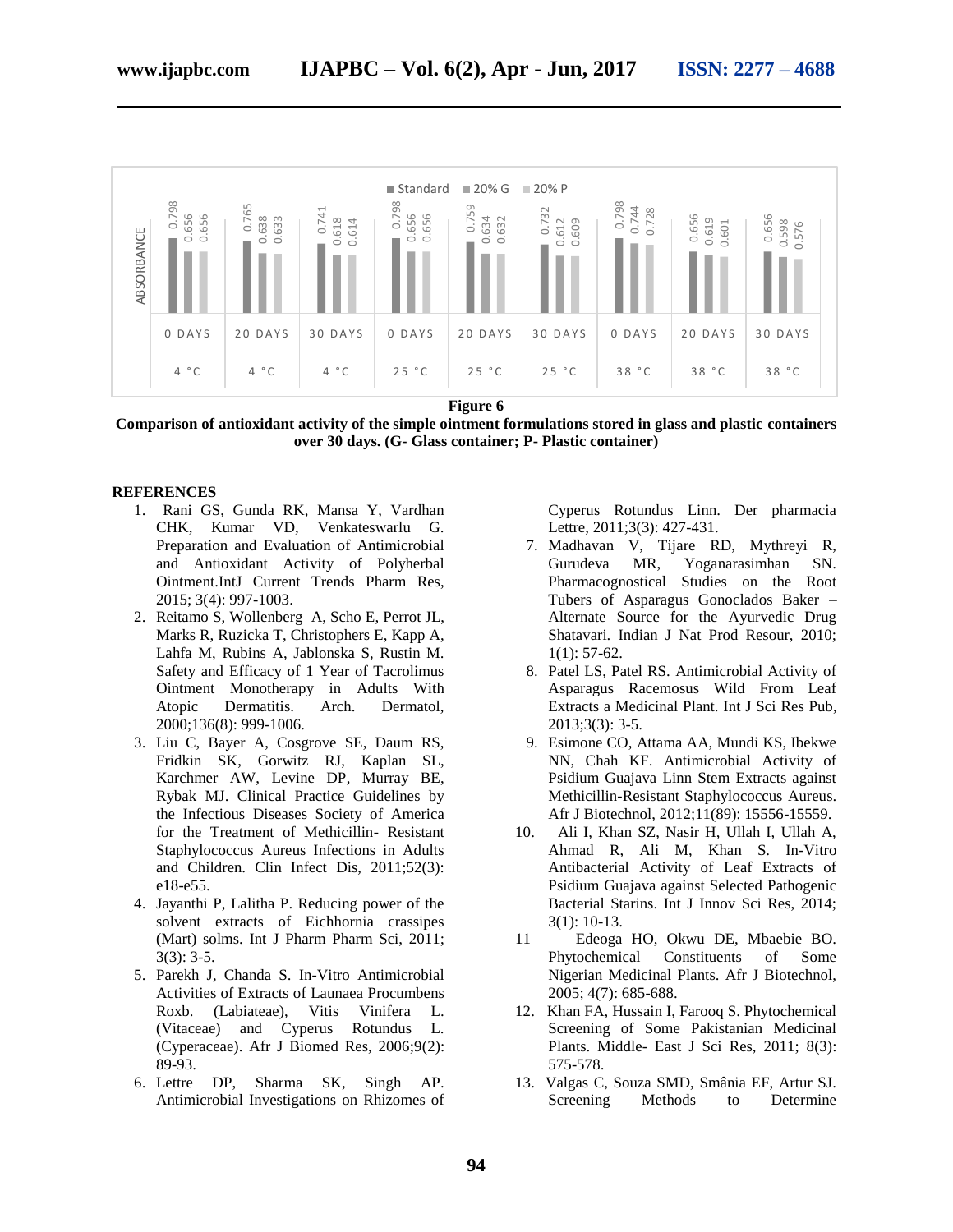| | Standard | 20% G | 20% P |
|---|---|---|---|
| 0 DAYS 4 °C | 0.798 | 0.656 | 0.656 |
| 20 DAYS 4 °C | 0.765 | 0.638 | 0.633 |
| 30 DAYS 4 °C | 0.741 | 0.618 | 0.614 |
| 0 DAYS 25 °C | 0.798 | 0.656 | 0.656 |
| 20 DAYS 25 °C | 0.759 | 0.634 | 0.632 |
| 30 DAYS 25 °C | 0.732 | 0.612 | 0.609 |
| 0 DAYS 38 °C | 0.798 | 0.744 | 0.728 |
| 20 DAYS 38 °C | 0.656 | 0.619 | 0.601 |
| 30 DAYS 38 °C | 0.656 | 0.598 | 0.576 |

**Figure 6**

**Comparison of antioxidant activity of the simple ointment formulations stored in glass and plastic containers over 30 days. (G- Glass container; P- Plastic container)**

## REFERENCES

1. Rani GS, Gunda RK, Mansa Y, Vardhan CHK, Kumar VD, Venkateswarlu G. Preparation and Evaluation of Antimicrobial and Antioxidant Activity of Polyherbal Ointment.IntJ Current Trends Pharm Res, 2015; 3(4): 997-1003.
2. Reitamo S, Wollenberg A, Scho E, Perrot JL, Marks R, Ruzicka T, Christophers E, Kapp A, Lahfa M, Rubins A, Jablonska S, Rustin M. Safety and Efficacy of 1 Year of Tacrolimus Ointment Monotherapy in Adults With Atopic Dermatitis. Arch. Dermatol, 2000;136(8): 999-1006.
3. Liu C, Bayer A, Cosgrove SE, Daum RS, Fridkin SK, Gorwitz RJ, Kaplan SL, Karchmer AW, Levine DP, Murray BE, Rybak MJ. Clinical Practice Guidelines by the Infectious Diseases Society of America for the Treatment of Methicillin- Resistant Staphylococcus Aureus Infections in Adults and Children. Clin Infect Dis, 2011;52(3): e18-e55.
4. Jayanthi P, Lalitha P. Reducing power of the solvent extracts of Eichhornia crassipes (Mart) solms. Int J Pharm Pharm Sci, 2011; 3(3): 3-5.
5. Parekh J, Chanda S. In-Vitro Antimicrobial Activities of Extracts of Launaea Procumbens Roxb. (Labiateae), Vitis Vinifera L. (Vitaceae) and Cyperus Rotundus L. (Cyperaceae). Afr J Biomed Res, 2006;9(2): 89-93.
6. Lettre DP, Sharma SK, Singh AP. Antimicrobial Investigations on Rhizomes of Cyperus Rotundus Linn. Der pharmacia Lettre, 2011;3(3): 427-431.
7. Madhavan V, Tijare RD, Mythreyi R, Gurudeva MR, Yoganarasimhan SN. Pharmacognostical Studies on the Root Tubers of Asparagus Gonoclados Baker – Alternate Source for the Ayurvedic Drug Shatavari. Indian J Nat Prod Resour, 2010; 1(1): 57-62.
8. Patel LS, Patel RS. Antimicrobial Activity of Asparagus Racemosus Wild From Leaf Extracts a Medicinal Plant. Int J Sci Res Pub, 2013;3(3): 3-5.
9. Esimone CO, Attama AA, Mundi KS, Ibekwe NN, Chah KF. Antimicrobial Activity of Psidium Guajava Linn Stem Extracts against Methicillin-Resistant Staphylococcus Aureus. Afr J Biotechnol, 2012;11(89): 15556-15559.
10. Ali I, Khan SZ, Nasir H, Ullah I, Ullah A, Ahmad R, Ali M, Khan S. In-Vitro Antibacterial Activity of Leaf Extracts of Psidium Guajava against Selected Pathogenic Bacterial Starins. Int J Innov Sci Res, 2014; 3(1): 10-13.
11. Edeoga HO, Okwu DE, Mbaebie BO. Phytochemical Constituents of Some Nigerian Medicinal Plants. Afr J Biotechnol, 2005; 4(7): 685-688.
12. Khan FA, Hussain I, Farooq S. Phytochemical Screening of Some Pakistanian Medicinal Plants. Middle- East J Sci Res, 2011; 8(3): 575-578.
13. Valgas C, Souza SMD, Smânia EF, Artur SJ. Screening Methods to Determine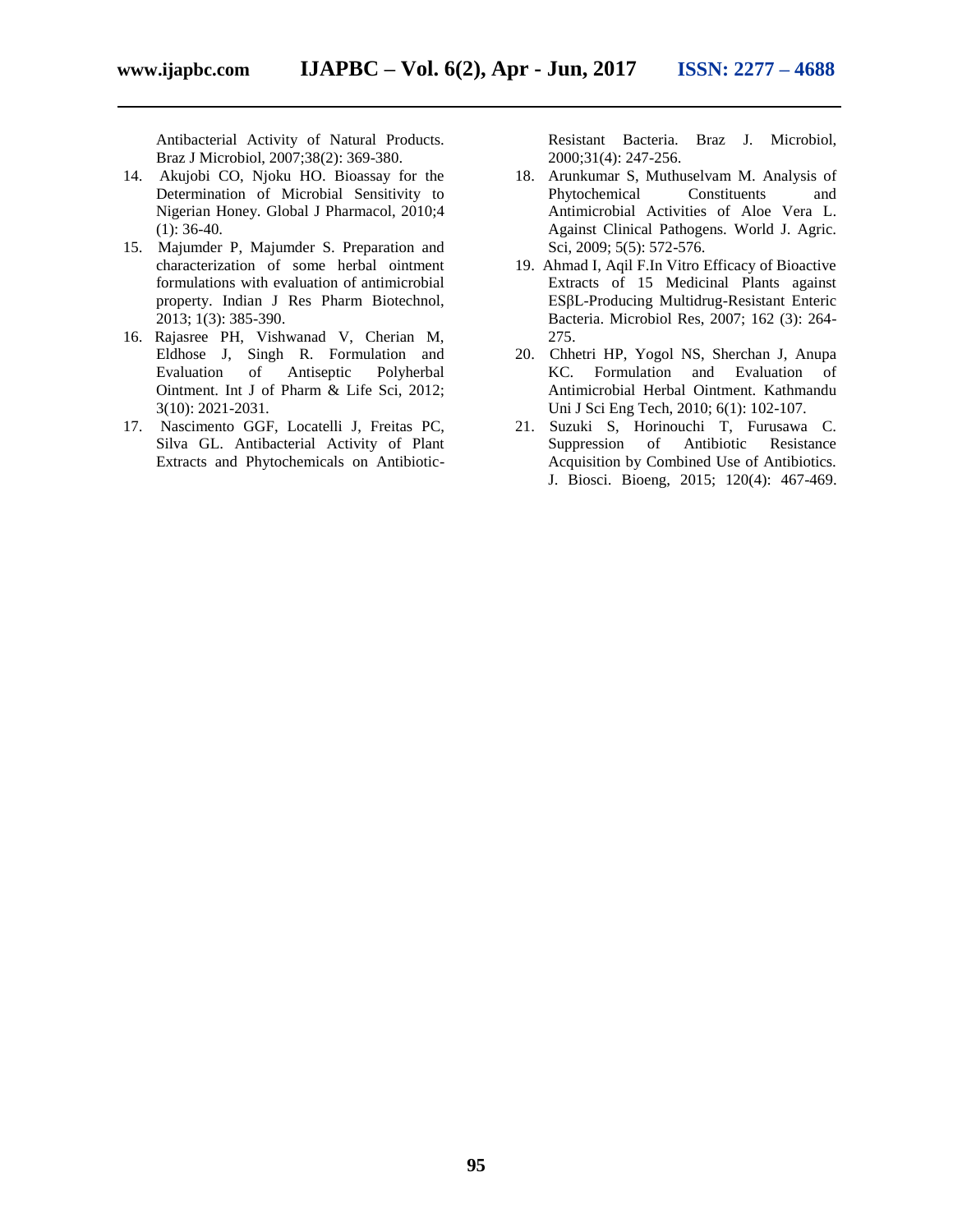Antibacterial Activity of Natural Products. Braz J Microbiol, 2007;38(2): 369-380.

14. Akujobi CO, Njoku HO. Bioassay for the Determination of Microbial Sensitivity to Nigerian Honey. Global J Pharmacol, 2010;4 (1): 36-40.
15. Majumder P, Majumder S. Preparation and characterization of some herbal ointment formulations with evaluation of antimicrobial property. Indian J Res Pharm Biotechnol, 2013; 1(3): 385-390.
16. Rajasree PH, Vishwanad V, Cherian M, Eldhose J, Singh R. Formulation and Evaluation of Antiseptic Polyherbal Ointment. Int J of Pharm & Life Sci, 2012; 3(10): 2021-2031.
17. Nascimento GGF, Locatelli J, Freitas PC, Silva GL. Antibacterial Activity of Plant Extracts and Phytochemicals on Antibiotic-Resistant Bacteria. Braz J. Microbiol, 2000;31(4): 247-256.
18. Arunkumar S, Muthuselvam M. Analysis of Phytochemical Constituents and Antimicrobial Activities of Aloe Vera L. Against Clinical Pathogens. World J. Agric. Sci, 2009; 5(5): 572-576.
19. Ahmad I, Aqil F.In Vitro Efficacy of Bioactive Extracts of 15 Medicinal Plants against ESβL-Producing Multidrug-Resistant Enteric Bacteria. Microbiol Res, 2007; 162 (3): 264-275.
20. Chhetri HP, Yogol NS, Sherchan J, Anupa KC. Formulation and Evaluation of Antimicrobial Herbal Ointment. Kathmandu Uni J Sci Eng Tech, 2010; 6(1): 102-107.
21. Suzuki S, Horinouchi T, Furusawa C. Suppression of Antibiotic Resistance Acquisition by Combined Use of Antibiotics. J. Biosci. Bioeng, 2015; 120(4): 467-469.